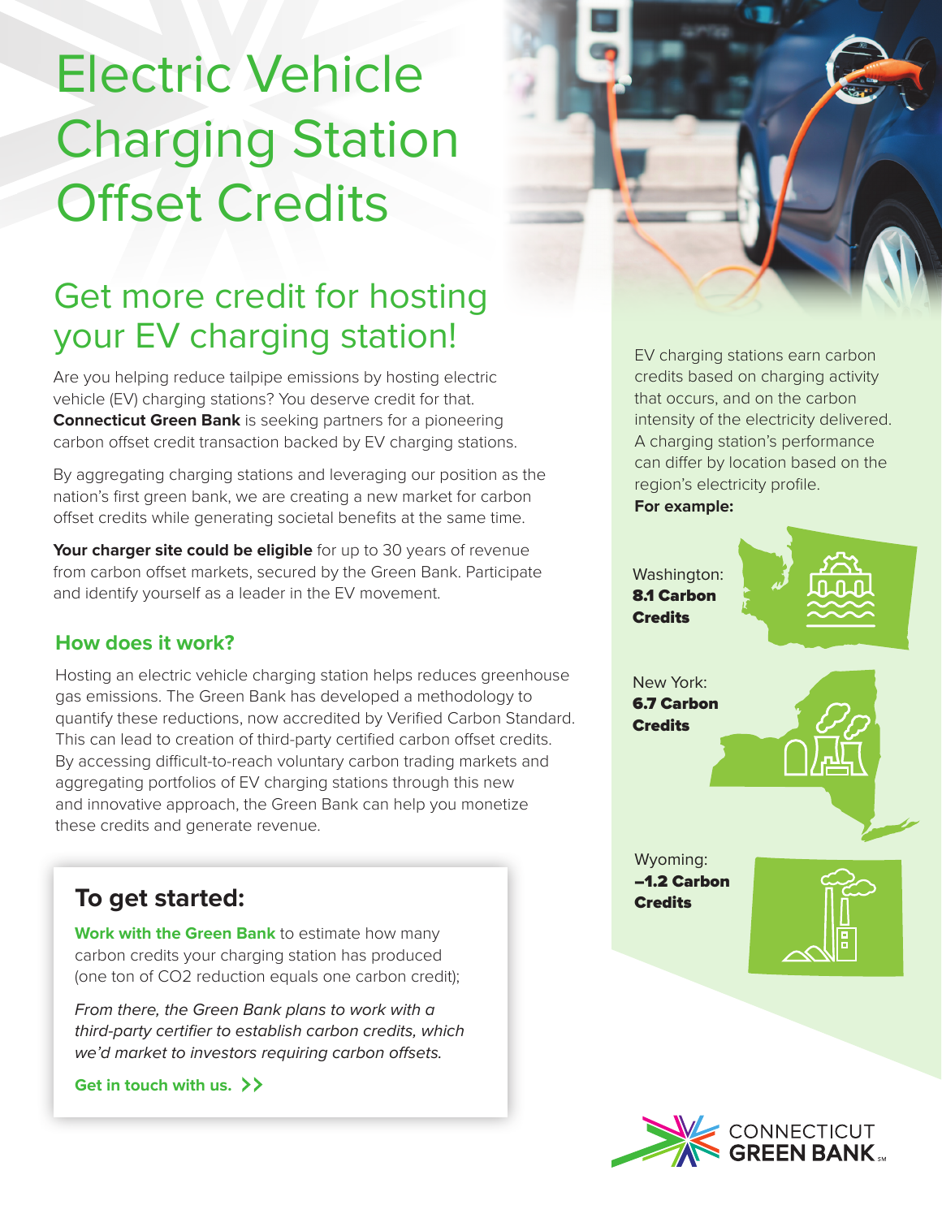# Electric Vehicle Charging Station Offset Credits

## Get more credit for hosting your EV charging station!

Are you helping reduce tailpipe emissions by hosting electric vehicle (EV) charging stations? You deserve credit for that. **Connecticut Green Bank** is seeking partners for a pioneering carbon offset credit transaction backed by EV charging stations.

By aggregating charging stations and leveraging our position as the nation's first green bank, we are creating a new market for carbon offset credits while generating societal benefits at the same time.

**Your charger site could be eligible** for up to 30 years of revenue from carbon offset markets, secured by the Green Bank. Participate and identify yourself as a leader in the EV movement.

### How does it work?

Hosting an electric vehicle charging station helps reduces greenhouse gas emissions. The Green Bank has developed a methodology to quantify these reductions, now accredited by Verified Carbon Standard. This can lead to creation of third-party certified carbon offset credits. By accessing difficult-to-reach voluntary carbon trading markets and aggregating portfolios of EV charging stations through this new and innovative approach, the Green Bank can help you monetize these credits and generate revenue.

### To get started:

**Work with the Green Bank** to estimate how many carbon credits your charging station has produced (one ton of $CO_2$ reduction equals one carbon credit);

*From there, the Green Bank plans to work with a third-party certifier to establish carbon credits, which we'd market to investors requiring carbon offsets.*

**Get in touch with us. >>**

EV charging stations earn carbon credits based on charging activity that occurs, and on the carbon intensity of the electricity delivered. A charging station's performance can differ by location based on the region's electricity profile.

**For example:**

Washington: **8.1 Carbon Credits**

New York: **6.7 Carbon Credits**

Wyoming: **–1.2 Carbon Credits**

CONNECTICUT GREEN BANK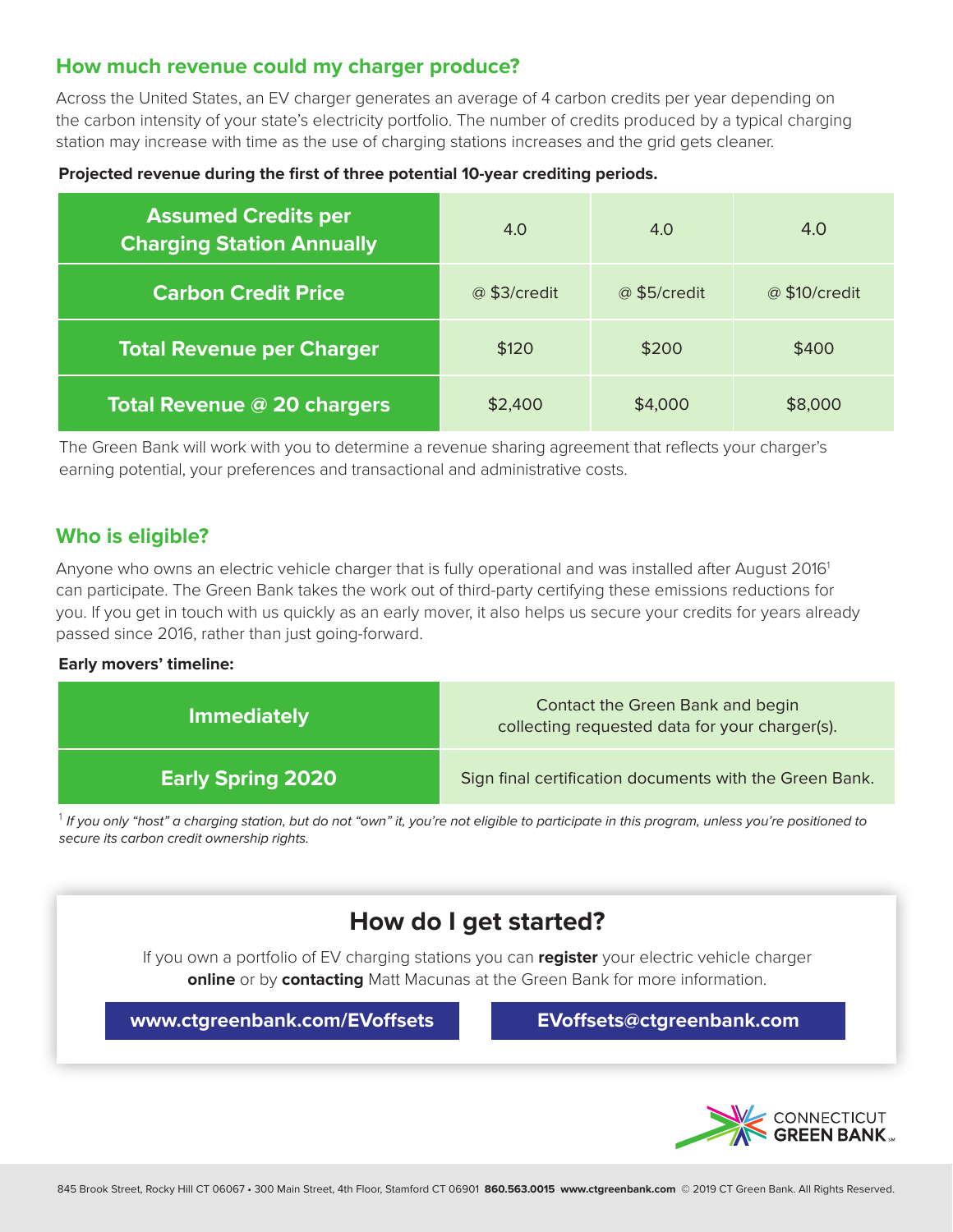## How much revenue could my charger produce?

Across the United States, an EV charger generates an average of 4 carbon credits per year depending on the carbon intensity of your state's electricity portfolio. The number of credits produced by a typical charging station may increase with time as the use of charging stations increases and the grid gets cleaner.

**Projected revenue during the first of three potential 10-year crediting periods.**

| | | | |
|---|---|---|---|
| **Assumed Credits per Charging Station Annually** | 4.0 | 4.0 | 4.0 |
| **Carbon Credit Price** | @ $3/credit | @ $5/credit | @ $10/credit |
| **Total Revenue per Charger** | $120 | $200 | $400 |
| **Total Revenue @ 20 chargers** | $2,400 | $4,000 | $8,000 |

The Green Bank will work with you to determine a revenue sharing agreement that reflects your charger's earning potential, your preferences and transactional and administrative costs.

## Who is eligible?

Anyone who owns an electric vehicle charger that is fully operational and was installed after August 2016[1] can participate. The Green Bank takes the work out of third-party certifying these emissions reductions for you. If you get in touch with us quickly as an early mover, it also helps us secure your credits for years already passed since 2016, rather than just going-forward.

**Early movers' timeline:**

| | |
|---|---|
| **Immediately** | Contact the Green Bank and begin collecting requested data for your charger(s). |
| **Early Spring 2020** | Sign final certification documents with the Green Bank. |

[1] *If you only "host" a charging station, but do not "own" it, you're not eligible to participate in this program, unless you're positioned to secure its carbon credit ownership rights.*

## How do I get started?

If you own a portfolio of EV charging stations you can **register** your electric vehicle charger **online** or by **contacting** Matt Macunas at the Green Bank for more information.

**www.ctgreenbank.com/EVoffsets**

**EVoffsets@ctgreenbank.com**

CONNECTICUT GREEN BANK

845 Brook Street, Rocky Hill CT 06067 • 300 Main Street, 4th Floor, Stamford CT 06901 **860.563.0015** **www.ctgreenbank.com** © 2019 CT Green Bank. All Rights Reserved.